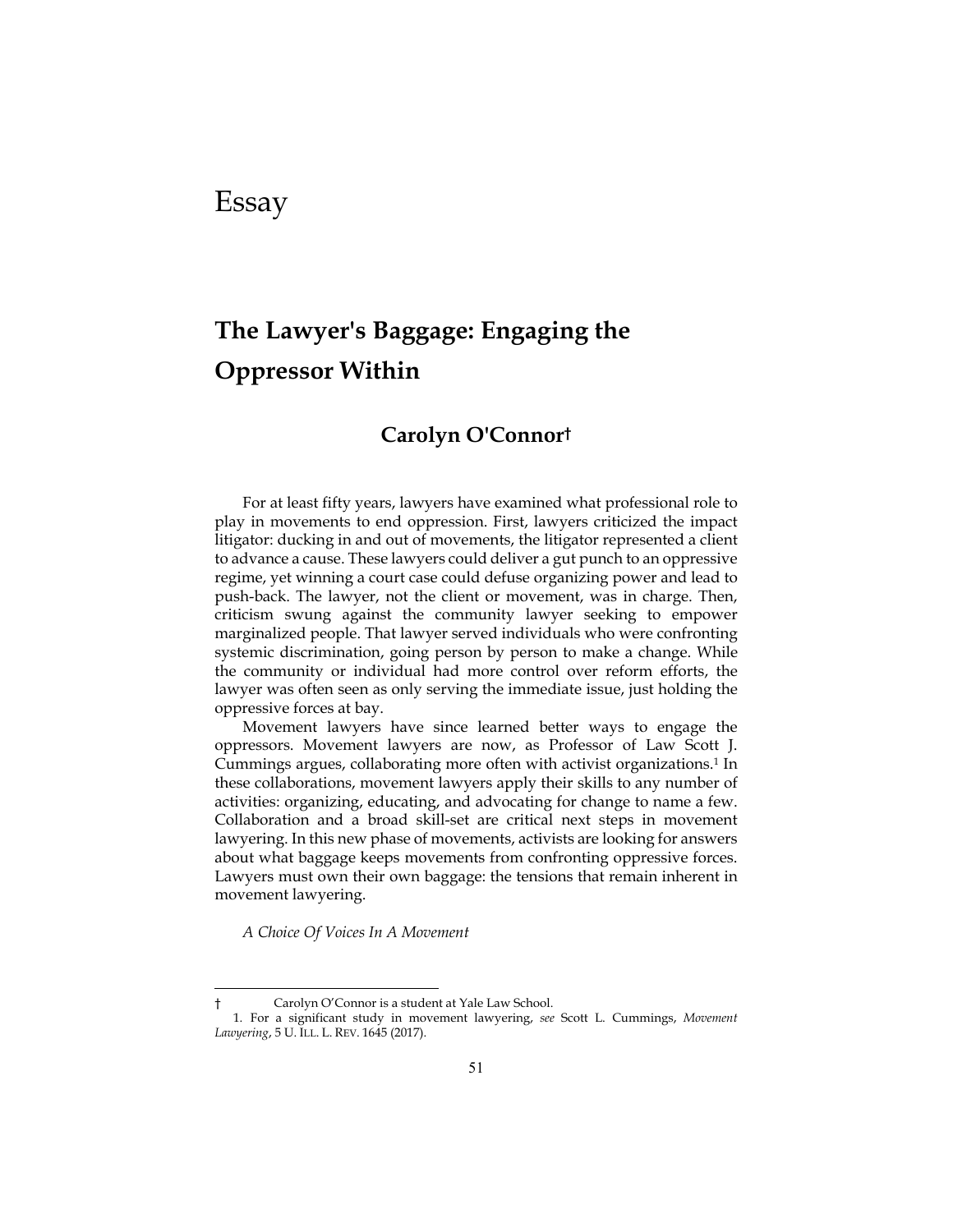# Essay

## The Lawyer's Baggage: Engaging the Oppressor Within

### Carolyn O'Connor†

For at least fifty years, lawyers have examined what professional role to play in movements to end oppression. First, lawyers criticized the impact litigator: ducking in and out of movements, the litigator represented a client to advance a cause. These lawyers could deliver a gut punch to an oppressive regime, yet winning a court case could defuse organizing power and lead to push-back. The lawyer, not the client or movement, was in charge. Then, criticism swung against the community lawyer seeking to empower marginalized people. That lawyer served individuals who were confronting systemic discrimination, going person by person to make a change. While the community or individual had more control over reform efforts, the lawyer was often seen as only serving the immediate issue, just holding the oppressive forces at bay.

Movement lawyers have since learned better ways to engage the oppressors. Movement lawyers are now, as Professor of Law Scott J. Cummings argues, collaborating more often with activist organizations.[1] In these collaborations, movement lawyers apply their skills to any number of activities: organizing, educating, and advocating for change to name a few. Collaboration and a broad skill-set are critical next steps in movement lawyering. In this new phase of movements, activists are looking for answers about what baggage keeps movements from confronting oppressive forces. Lawyers must own their own baggage: the tensions that remain inherent in movement lawyering.

*A Choice Of Voices In A Movement*

---

† Carolyn O'Connor is a student at Yale Law School.

1. For a significant study in movement lawyering, *see* Scott L. Cummings, *Movement Lawyering*, 5 U. ILL. L. REV. 1645 (2017).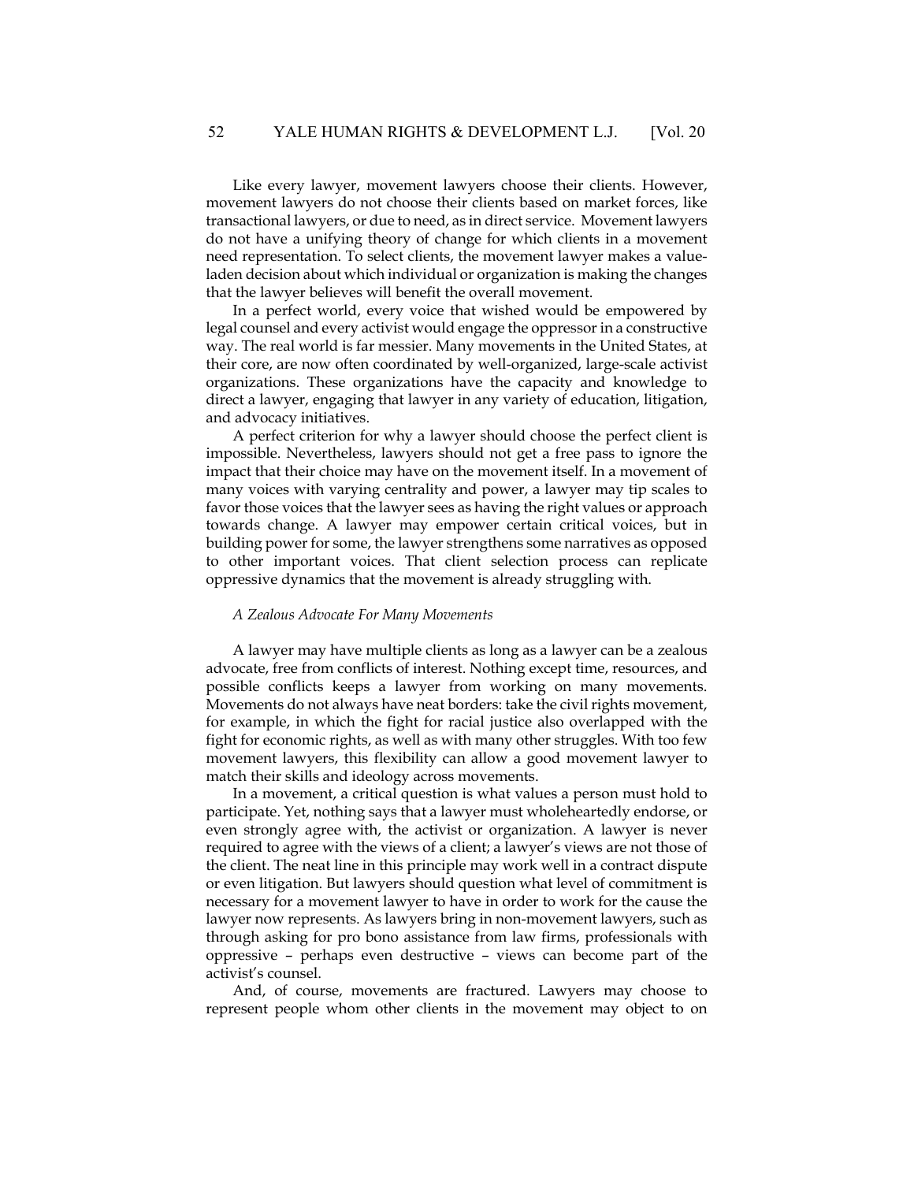Like every lawyer, movement lawyers choose their clients. However, movement lawyers do not choose their clients based on market forces, like transactional lawyers, or due to need, as in direct service. Movement lawyers do not have a unifying theory of change for which clients in a movement need representation. To select clients, the movement lawyer makes a value-laden decision about which individual or organization is making the changes that the lawyer believes will benefit the overall movement.

In a perfect world, every voice that wished would be empowered by legal counsel and every activist would engage the oppressor in a constructive way. The real world is far messier. Many movements in the United States, at their core, are now often coordinated by well-organized, large-scale activist organizations. These organizations have the capacity and knowledge to direct a lawyer, engaging that lawyer in any variety of education, litigation, and advocacy initiatives.

A perfect criterion for why a lawyer should choose the perfect client is impossible. Nevertheless, lawyers should not get a free pass to ignore the impact that their choice may have on the movement itself. In a movement of many voices with varying centrality and power, a lawyer may tip scales to favor those voices that the lawyer sees as having the right values or approach towards change. A lawyer may empower certain critical voices, but in building power for some, the lawyer strengthens some narratives as opposed to other important voices. That client selection process can replicate oppressive dynamics that the movement is already struggling with.

*A Zealous Advocate For Many Movements*

A lawyer may have multiple clients as long as a lawyer can be a zealous advocate, free from conflicts of interest. Nothing except time, resources, and possible conflicts keeps a lawyer from working on many movements. Movements do not always have neat borders: take the civil rights movement, for example, in which the fight for racial justice also overlapped with the fight for economic rights, as well as with many other struggles. With too few movement lawyers, this flexibility can allow a good movement lawyer to match their skills and ideology across movements.

In a movement, a critical question is what values a person must hold to participate. Yet, nothing says that a lawyer must wholeheartedly endorse, or even strongly agree with, the activist or organization. A lawyer is never required to agree with the views of a client; a lawyer's views are not those of the client. The neat line in this principle may work well in a contract dispute or even litigation. But lawyers should question what level of commitment is necessary for a movement lawyer to have in order to work for the cause the lawyer now represents. As lawyers bring in non-movement lawyers, such as through asking for pro bono assistance from law firms, professionals with oppressive – perhaps even destructive – views can become part of the activist's counsel.

And, of course, movements are fractured. Lawyers may choose to represent people whom other clients in the movement may object to on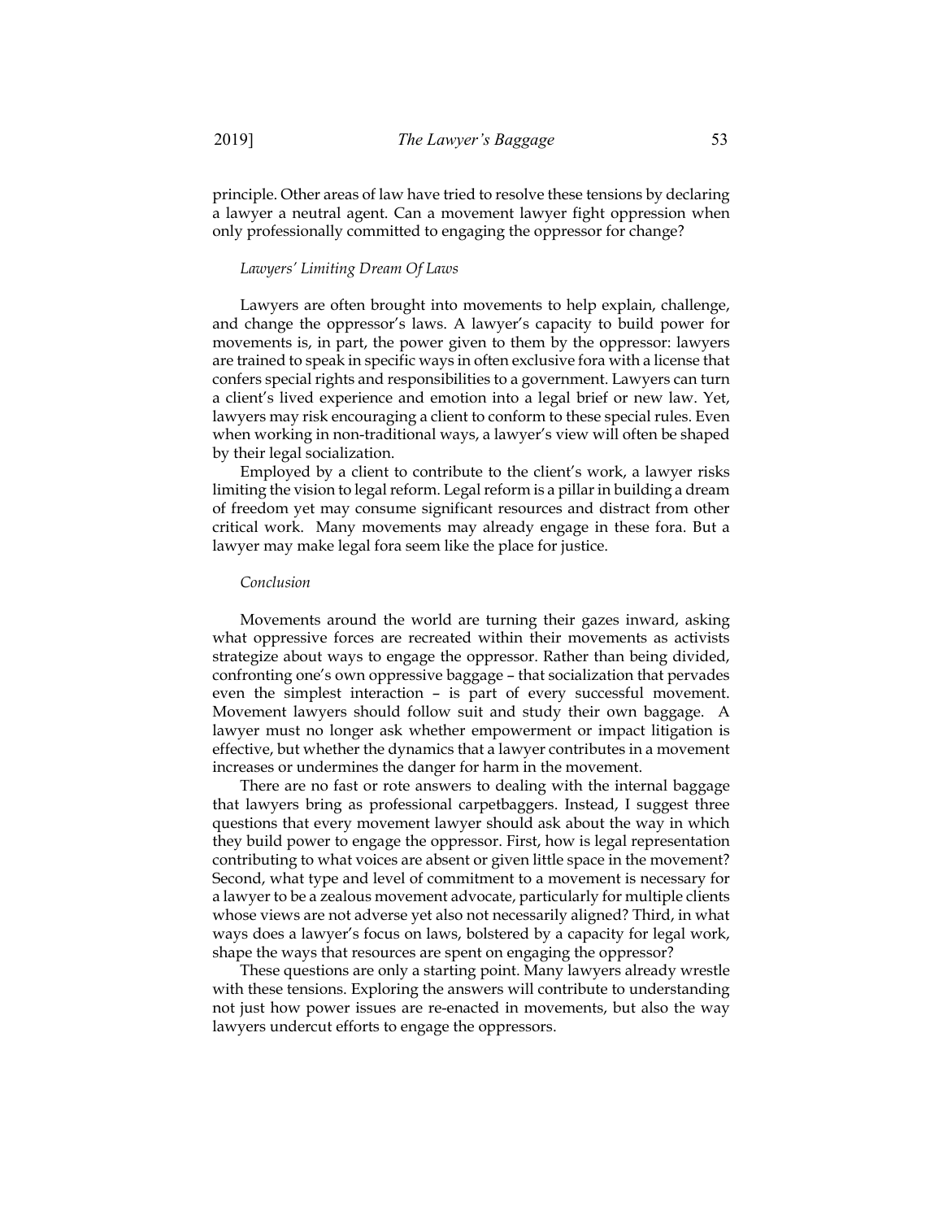principle. Other areas of law have tried to resolve these tensions by declaring a lawyer a neutral agent. Can a movement lawyer fight oppression when only professionally committed to engaging the oppressor for change?

### *Lawyers' Limiting Dream Of Laws*

Lawyers are often brought into movements to help explain, challenge, and change the oppressor's laws. A lawyer's capacity to build power for movements is, in part, the power given to them by the oppressor: lawyers are trained to speak in specific ways in often exclusive fora with a license that confers special rights and responsibilities to a government. Lawyers can turn a client's lived experience and emotion into a legal brief or new law. Yet, lawyers may risk encouraging a client to conform to these special rules. Even when working in non-traditional ways, a lawyer's view will often be shaped by their legal socialization.

Employed by a client to contribute to the client's work, a lawyer risks limiting the vision to legal reform. Legal reform is a pillar in building a dream of freedom yet may consume significant resources and distract from other critical work. Many movements may already engage in these fora. But a lawyer may make legal fora seem like the place for justice.

### *Conclusion*

Movements around the world are turning their gazes inward, asking what oppressive forces are recreated within their movements as activists strategize about ways to engage the oppressor. Rather than being divided, confronting one's own oppressive baggage – that socialization that pervades even the simplest interaction – is part of every successful movement. Movement lawyers should follow suit and study their own baggage. A lawyer must no longer ask whether empowerment or impact litigation is effective, but whether the dynamics that a lawyer contributes in a movement increases or undermines the danger for harm in the movement.

There are no fast or rote answers to dealing with the internal baggage that lawyers bring as professional carpetbaggers. Instead, I suggest three questions that every movement lawyer should ask about the way in which they build power to engage the oppressor. First, how is legal representation contributing to what voices are absent or given little space in the movement? Second, what type and level of commitment to a movement is necessary for a lawyer to be a zealous movement advocate, particularly for multiple clients whose views are not adverse yet also not necessarily aligned? Third, in what ways does a lawyer's focus on laws, bolstered by a capacity for legal work, shape the ways that resources are spent on engaging the oppressor?

These questions are only a starting point. Many lawyers already wrestle with these tensions. Exploring the answers will contribute to understanding not just how power issues are re-enacted in movements, but also the way lawyers undercut efforts to engage the oppressors.